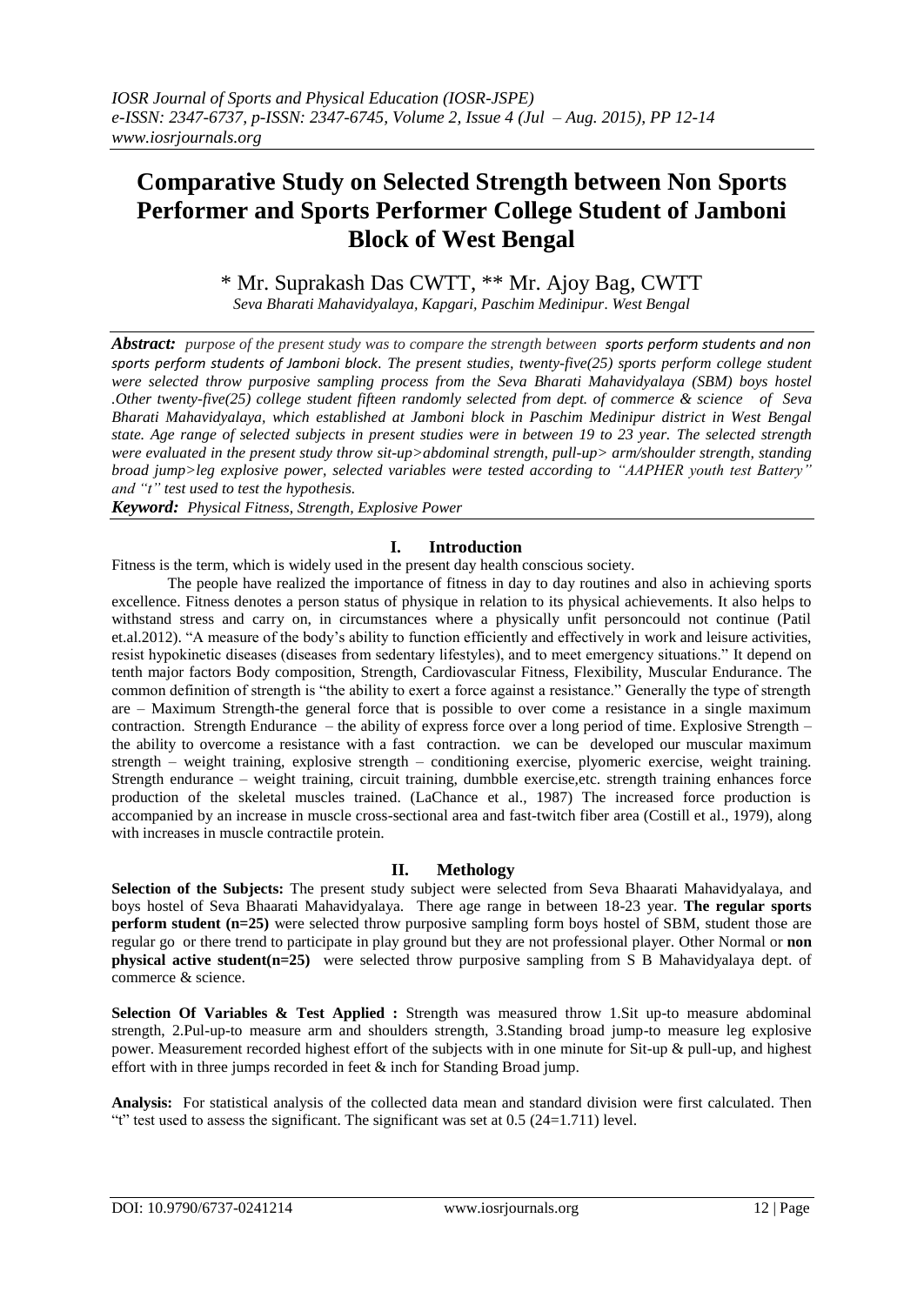# Comparative Study on Selected Strength between Non Sports Performer and Sports Performer College Student of Jamboni Block of West Bengal

\* Mr. Suprakash Das CWTT, \*\* Mr. Ajoy Bag, CWTT

*Seva Bharati Mahavidyalaya, Kapgari, Paschim Medinipur. West Bengal*

***Abstract:*** *purpose of the present study was to compare the strength between sports perform students and non sports perform students of Jamboni block. The present studies, twenty-five(25) sports perform college student were selected throw purposive sampling process from the Seva Bharati Mahavidyalaya (SBM) boys hostel .Other twenty-five(25) college student fifteen randomly selected from dept. of commerce & science of Seva Bharati Mahavidyalaya, which established at Jamboni block in Paschim Medinipur district in West Bengal state. Age range of selected subjects in present studies were in between 19 to 23 year. The selected strength were evaluated in the present study throw sit-up>abdominal strength, pull-up> arm/shoulder strength, standing broad jump>leg explosive power, selected variables were tested according to "AAPHER youth test Battery" and "t" test used to test the hypothesis.*

***Keyword:*** *Physical Fitness, Strength, Explosive Power*

## I. Introduction

Fitness is the term, which is widely used in the present day health conscious society.

The people have realized the importance of fitness in day to day routines and also in achieving sports excellence. Fitness denotes a person status of physique in relation to its physical achievements. It also helps to withstand stress and carry on, in circumstances where a physically unfit personcould not continue (Patil et.al.2012). "A measure of the body's ability to function efficiently and effectively in work and leisure activities, resist hypokinetic diseases (diseases from sedentary lifestyles), and to meet emergency situations." It depend on tenth major factors Body composition, Strength, Cardiovascular Fitness, Flexibility, Muscular Endurance. The common definition of strength is "the ability to exert a force against a resistance." Generally the type of strength are – Maximum Strength-the general force that is possible to over come a resistance in a single maximum contraction. Strength Endurance – the ability of express force over a long period of time. Explosive Strength – the ability to overcome a resistance with a fast contraction. we can be developed our muscular maximum strength – weight training, explosive strength – conditioning exercise, plyomeric exercise, weight training. Strength endurance – weight training, circuit training, dumbble exercise,etc. strength training enhances force production of the skeletal muscles trained. (LaChance et al., 1987) The increased force production is accompanied by an increase in muscle cross-sectional area and fast-twitch fiber area (Costill et al., 1979), along with increases in muscle contractile protein.

## II. Methology

**Selection of the Subjects:** The present study subject were selected from Seva Bhaarati Mahavidyalaya, and boys hostel of Seva Bhaarati Mahavidyalaya. There age range in between 18-23 year. **The regular sports perform student (n=25)** were selected throw purposive sampling form boys hostel of SBM, student those are regular go or there trend to participate in play ground but they are not professional player. Other Normal or **non physical active student(n=25)** were selected throw purposive sampling from S B Mahavidyalaya dept. of commerce & science.

**Selection Of Variables & Test Applied :** Strength was measured throw 1.Sit up-to measure abdominal strength, 2.Pul-up-to measure arm and shoulders strength, 3.Standing broad jump-to measure leg explosive power. Measurement recorded highest effort of the subjects with in one minute for Sit-up & pull-up, and highest effort with in three jumps recorded in feet & inch for Standing Broad jump.

**Analysis:** For statistical analysis of the collected data mean and standard division were first calculated. Then "t" test used to assess the significant. The significant was set at 0.5 (24=1.711) level.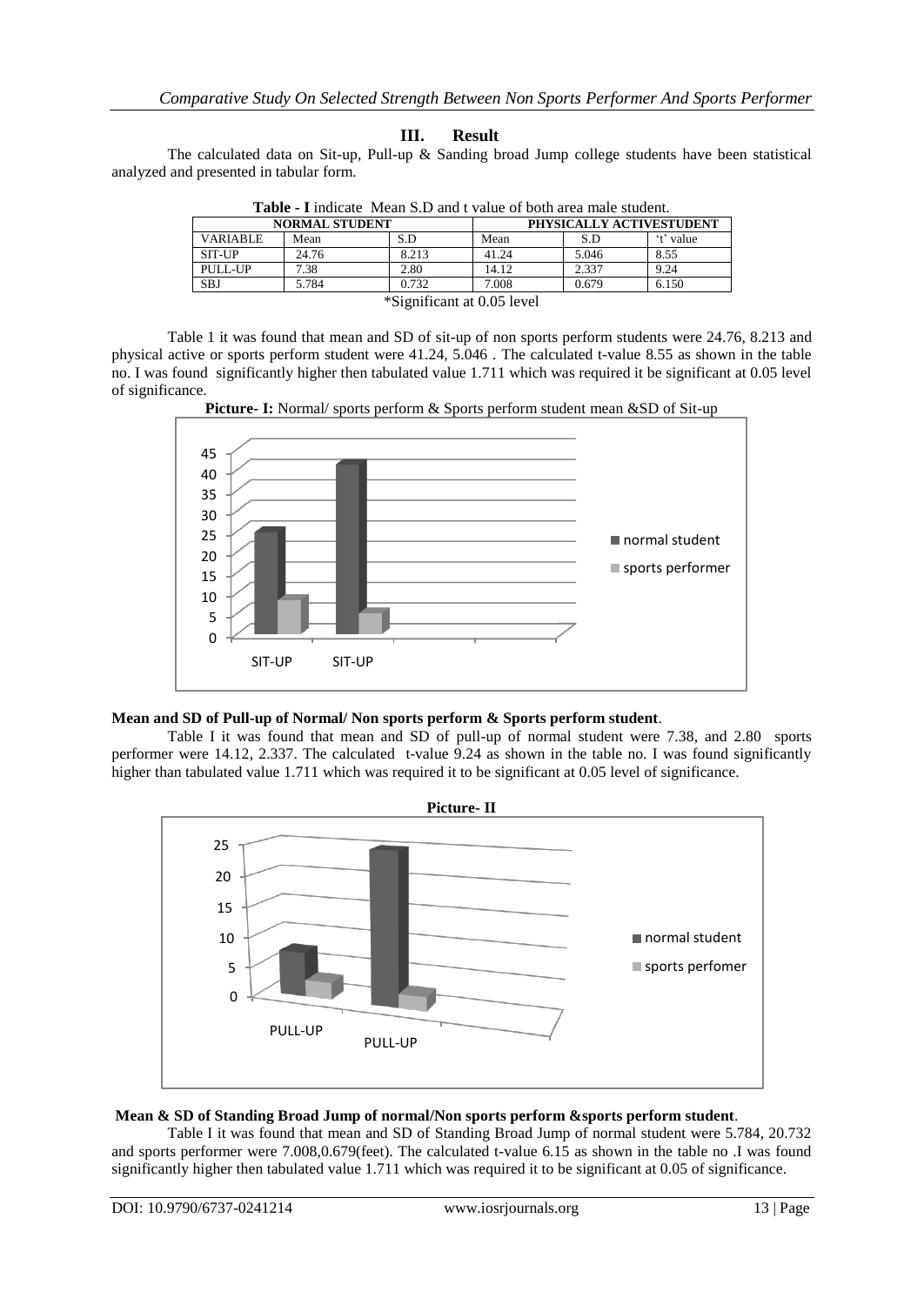## III. Result

The calculated data on Sit-up, Pull-up & Sanding broad Jump college students have been statistical analyzed and presented in tabular form.

**Table - I** indicate Mean S.D and t value of both area male student.

| NORMAL STUDENT | | | PHYSICALLY ACTIVESTUDENT | | |
|---|---|---|---|---|---|
| VARIABLE | Mean | S.D | Mean | S.D | 't' value |
| SIT-UP | 24.76 | 8.213 | 41.24 | 5.046 | 8.55 |
| PULL-UP | 7.38 | 2.80 | 14.12 | 2.337 | 9.24 |
| SBJ | 5.784 | 0.732 | 7.008 | 0.679 | 6.150 |

*Significant at 0.05 level

Table 1 it was found that mean and SD of sit-up of non sports perform students were 24.76, 8.213 and physical active or sports perform student were 41.24, 5.046 . The calculated t-value 8.55 as shown in the table no. I was found significantly higher then tabulated value 1.711 which was required it be significant at 0.05 level of significance.

**Picture- I:** Normal/ sports perform & Sports perform student mean &SD of Sit-up

**Mean and SD of Pull-up of Normal/ Non sports perform & Sports perform student**.

Table I it was found that mean and SD of pull-up of normal student were 7.38, and 2.80 sports performer were 14.12, 2.337. The calculated t-value 9.24 as shown in the table no. I was found significantly higher than tabulated value 1.711 which was required it to be significant at 0.05 level of significance.

**Picture- II**

**Mean & SD of Standing Broad Jump of normal/Non sports perform &sports perform student**.

Table I it was found that mean and SD of Standing Broad Jump of normal student were 5.784, 20.732 and sports performer were 7.008,0.679(feet). The calculated t-value 6.15 as shown in the table no .I was found significantly higher then tabulated value 1.711 which was required it to be significant at 0.05 of significance.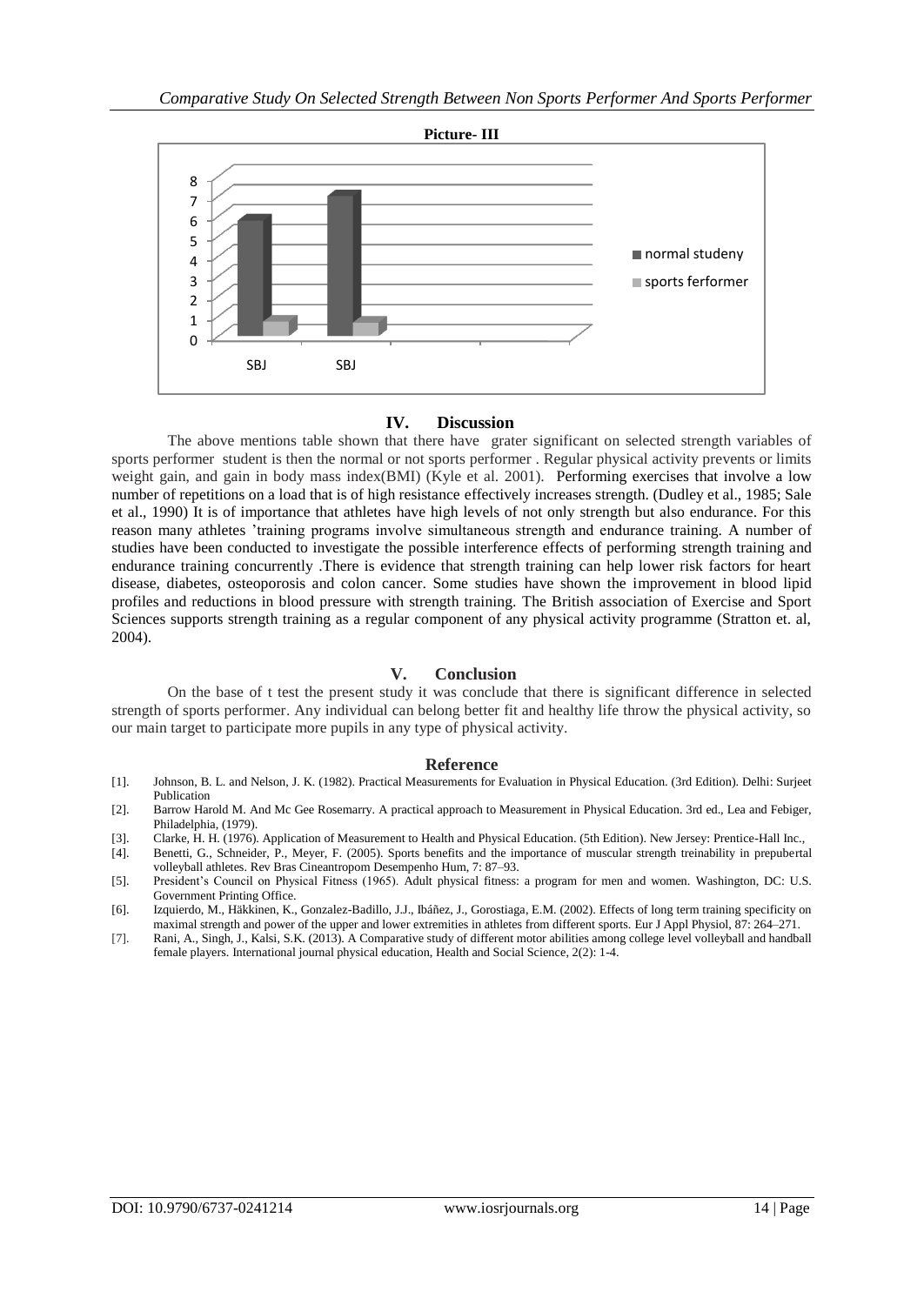**Picture- III**

8
7
6
5
4
3
2
1
0

SBJ SBJ

normal studeny
sports ferformer

## IV. Discussion

The above mentions table shown that there have grater significant on selected strength variables of sports performer student is then the normal or not sports performer . Regular physical activity prevents or limits weight gain, and gain in body mass index(BMI) (Kyle et al. 2001). Performing exercises that involve a low number of repetitions on a load that is of high resistance effectively increases strength. (Dudley et al., 1985; Sale et al., 1990) It is of importance that athletes have high levels of not only strength but also endurance. For this reason many athletes 'training programs involve simultaneous strength and endurance training. A number of studies have been conducted to investigate the possible interference effects of performing strength training and endurance training concurrently .There is evidence that strength training can help lower risk factors for heart disease, diabetes, osteoporosis and colon cancer. Some studies have shown the improvement in blood lipid profiles and reductions in blood pressure with strength training. The British association of Exercise and Sport Sciences supports strength training as a regular component of any physical activity programme (Stratton et. al, 2004).

## V. Conclusion

On the base of t test the present study it was conclude that there is significant difference in selected strength of sports performer. Any individual can belong better fit and healthy life throw the physical activity, so our main target to participate more pupils in any type of physical activity.

## Reference

[1]. Johnson, B. L. and Nelson, J. K. (1982). Practical Measurements for Evaluation in Physical Education. (3rd Edition). Delhi: Surjeet Publication

[2]. Barrow Harold M. And Mc Gee Rosemarry. A practical approach to Measurement in Physical Education. 3rd ed., Lea and Febiger, Philadelphia, (1979).

[3]. Clarke, H. H. (1976). Application of Measurement to Health and Physical Education. (5th Edition). New Jersey: Prentice-Hall Inc.,

[4]. Benetti, G., Schneider, P., Meyer, F. (2005). Sports benefits and the importance of muscular strength treinability in prepubertal volleyball athletes. Rev Bras Cineantropom Desempenho Hum, 7: 87–93.

[5]. President's Council on Physical Fitness (1965). Adult physical fitness: a program for men and women. Washington, DC: U.S. Government Printing Office.

[6]. Izquierdo, M., Häkkinen, K., Gonzalez-Badillo, J.J., Ibáñez, J., Gorostiaga, E.M. (2002). Effects of long term training specificity on maximal strength and power of the upper and lower extremities in athletes from different sports. Eur J Appl Physiol, 87: 264–271.

[7]. Rani, A., Singh, J., Kalsi, S.K. (2013). A Comparative study of different motor abilities among college level volleyball and handball female players. International journal physical education, Health and Social Science, 2(2): 1-4.